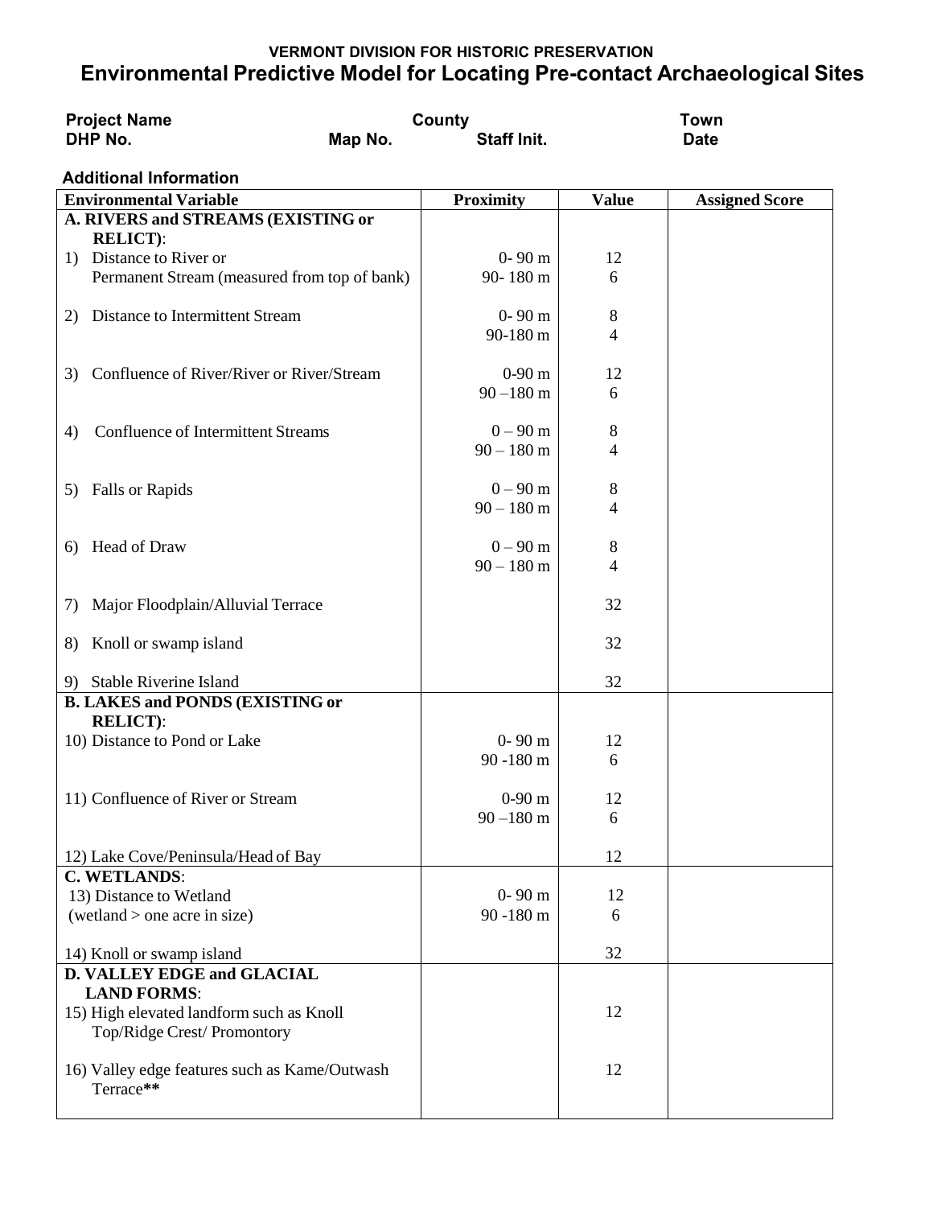**VERMONT DIVISION FOR HISTORIC PRESERVATION**

# Environmental Predictive Model for Locating Pre-contact Archaeological Sites

**Project Name** **County** **Town**
**DHP No.** **Map No.** **Staff Init.** **Date**

**Additional Information**

| Environmental Variable | Proximity | Value | Assigned Score |
|---|---|---|---|
| **A. RIVERS and STREAMS (EXISTING or RELICT)**: | | | |
| 1) Distance to River or Permanent Stream (measured from top of bank) | 0- 90 m | 12 | |
| | 90- 180 m | 6 | |
| 2) Distance to Intermittent Stream | 0- 90 m | 8 | |
| | 90-180 m | 4 | |
| 3) Confluence of River/River or River/Stream | 0-90 m | 12 | |
| | 90 –180 m | 6 | |
| 4) Confluence of Intermittent Streams | 0 – 90 m | 8 | |
| | 90 – 180 m | 4 | |
| 5) Falls or Rapids | 0 – 90 m | 8 | |
| | 90 – 180 m | 4 | |
| 6) Head of Draw | 0 – 90 m | 8 | |
| | 90 – 180 m | 4 | |
| 7) Major Floodplain/Alluvial Terrace | | 32 | |
| 8) Knoll or swamp island | | 32 | |
| 9) Stable Riverine Island | | 32 | |
| **B. LAKES and PONDS (EXISTING or RELICT)**: | | | |
| 10) Distance to Pond or Lake | 0- 90 m | 12 | |
| | 90 -180 m | 6 | |
| 11) Confluence of River or Stream | 0-90 m | 12 | |
| | 90 –180 m | 6 | |
| 12) Lake Cove/Peninsula/Head of Bay | | 12 | |
| **C. WETLANDS**: | | | |
| 13) Distance to Wetland (wetland > one acre in size) | 0- 90 m | 12 | |
| | 90 -180 m | 6 | |
| 14) Knoll or swamp island | | 32 | |
| **D. VALLEY EDGE and GLACIAL LAND FORMS**: | | | |
| 15) High elevated landform such as Knoll Top/Ridge Crest/ Promontory | | 12 | |
| 16) Valley edge features such as Kame/Outwash Terrace** | | 12 | |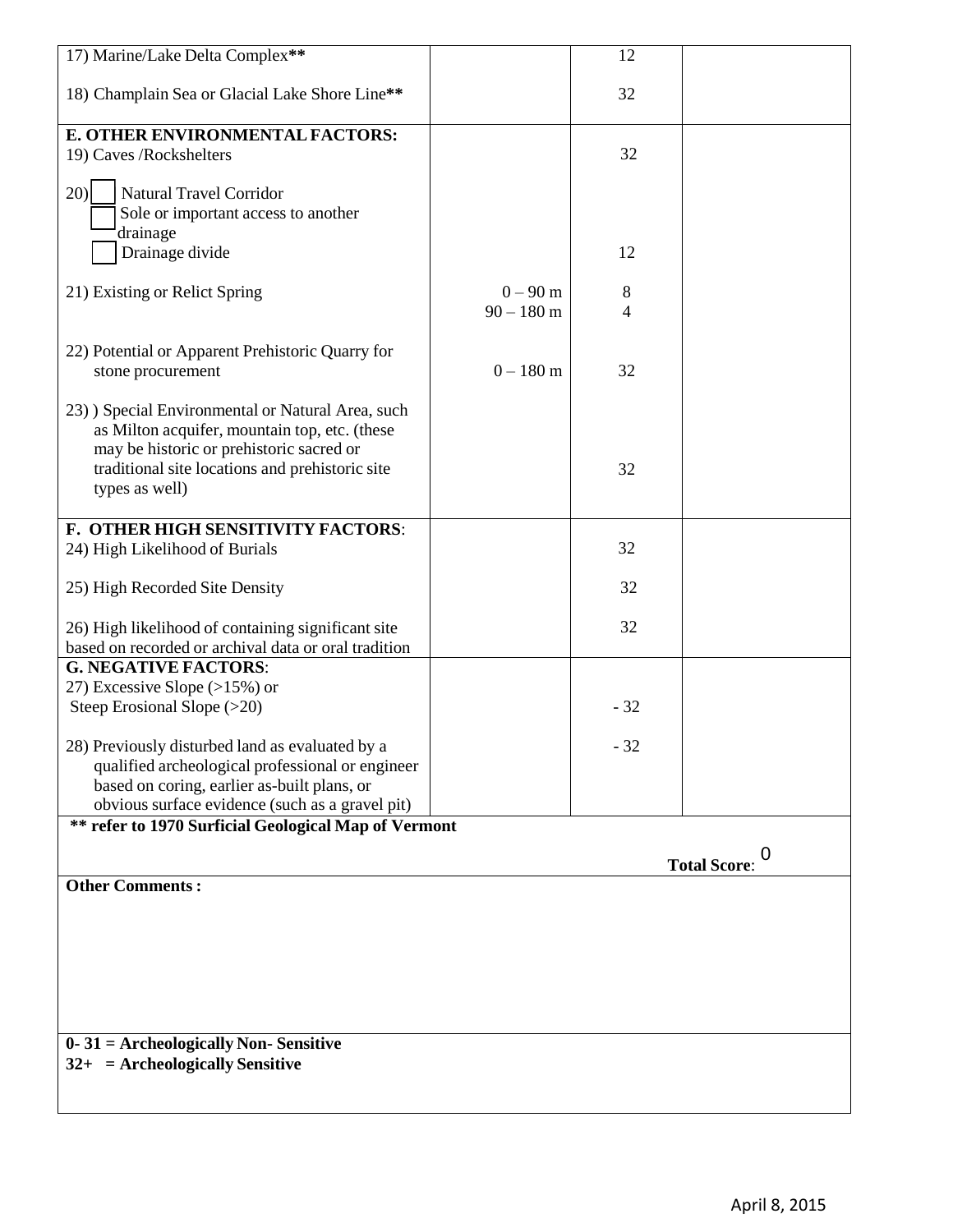| | | | |
|---|---|---|---|
| 17) Marine/Lake Delta Complex** | | 12 | |
| 18) Champlain Sea or Glacial Lake Shore Line** | | 32 | |
| **E. OTHER ENVIRONMENTAL FACTORS:** | | | |
| 19) Caves /Rockshelters | | 32 | |
| 20) ☐ Natural Travel Corridor<br>☐ Sole or important access to another drainage<br>☐ Drainage divide | | 12 | |
| 21) Existing or Relict Spring | 0 – 90 m<br>90 – 180 m | 8<br>4 | |
| 22) Potential or Apparent Prehistoric Quarry for stone procurement | 0 – 180 m | 32 | |
| 23) ) Special Environmental or Natural Area, such as Milton acquifer, mountain top, etc. (these may be historic or prehistoric sacred or traditional site locations and prehistoric site types as well) | | 32 | |
| **F. OTHER HIGH SENSITIVITY FACTORS**: | | | |
| 24) High Likelihood of Burials | | 32 | |
| 25) High Recorded Site Density | | 32 | |
| 26) High likelihood of containing significant site based on recorded or archival data or oral tradition | | 32 | |
| **G. NEGATIVE FACTORS**: | | | |
| 27) Excessive Slope (>15%) or Steep Erosional Slope (>20) | | - 32 | |
| 28) Previously disturbed land as evaluated by a qualified archeological professional or engineer based on coring, earlier as-built plans, or obvious surface evidence (such as a gravel pit) | | - 32 | |

**** refer to 1970 Surficial Geological Map of Vermont**

**Total Score**: 0

**Other Comments :**

**0- 31 = Archeologically Non- Sensitive**
**32+ = Archeologically Sensitive**

April 8, 2015